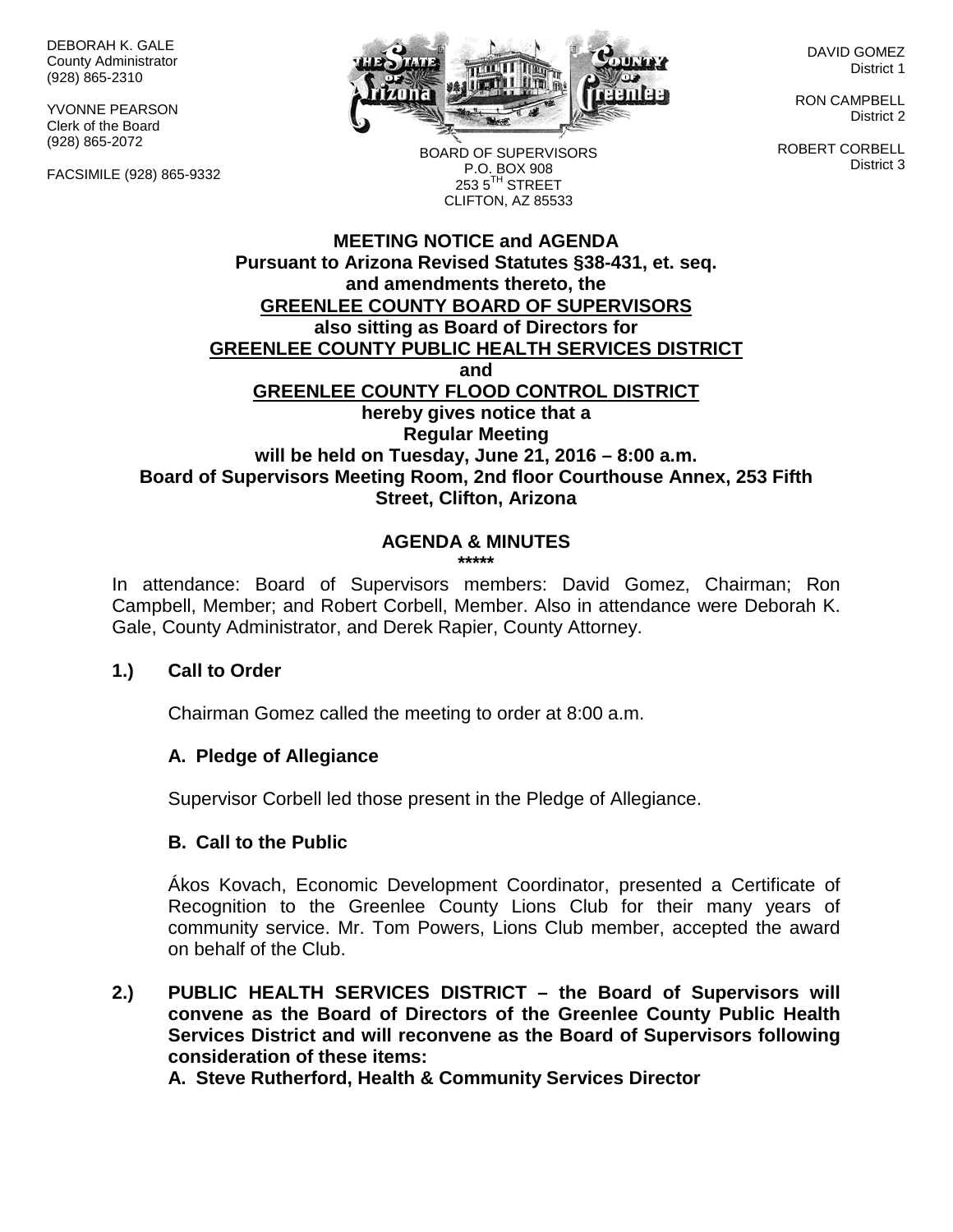DEBORAH K. GALE
County Administrator
(928) 865-2310

YVONNE PEARSON
Clerk of the Board
(928) 865-2072

FACSIMILE (928) 865-9332

BOARD OF SUPERVISORS
P.O. BOX 908
253 5TH STREET
CLIFTON, AZ 85533

DAVID GOMEZ
District 1

RON CAMPBELL
District 2

ROBERT CORBELL
District 3

**MEETING NOTICE and AGENDA**
**Pursuant to Arizona Revised Statutes §38-431, et. seq.**
**and amendments thereto, the**
**GREENLEE COUNTY BOARD OF SUPERVISORS**
**also sitting as Board of Directors for**
**GREENLEE COUNTY PUBLIC HEALTH SERVICES DISTRICT**
**and**
**GREENLEE COUNTY FLOOD CONTROL DISTRICT**
**hereby gives notice that a**
**Regular Meeting**
**will be held on Tuesday, June 21, 2016 – 8:00 a.m.**
**Board of Supervisors Meeting Room, 2nd floor Courthouse Annex, 253 Fifth Street, Clifton, Arizona**

## AGENDA & MINUTES

*****

In attendance: Board of Supervisors members: David Gomez, Chairman; Ron Campbell, Member; and Robert Corbell, Member. Also in attendance were Deborah K. Gale, County Administrator, and Derek Rapier, County Attorney.

**1.) Call to Order**

Chairman Gomez called the meeting to order at 8:00 a.m.

**A. Pledge of Allegiance**

Supervisor Corbell led those present in the Pledge of Allegiance.

**B. Call to the Public**

Ákos Kovach, Economic Development Coordinator, presented a Certificate of Recognition to the Greenlee County Lions Club for their many years of community service. Mr. Tom Powers, Lions Club member, accepted the award on behalf of the Club.

**2.) PUBLIC HEALTH SERVICES DISTRICT – the Board of Supervisors will convene as the Board of Directors of the Greenlee County Public Health Services District and will reconvene as the Board of Supervisors following consideration of these items:**

**A. Steve Rutherford, Health & Community Services Director**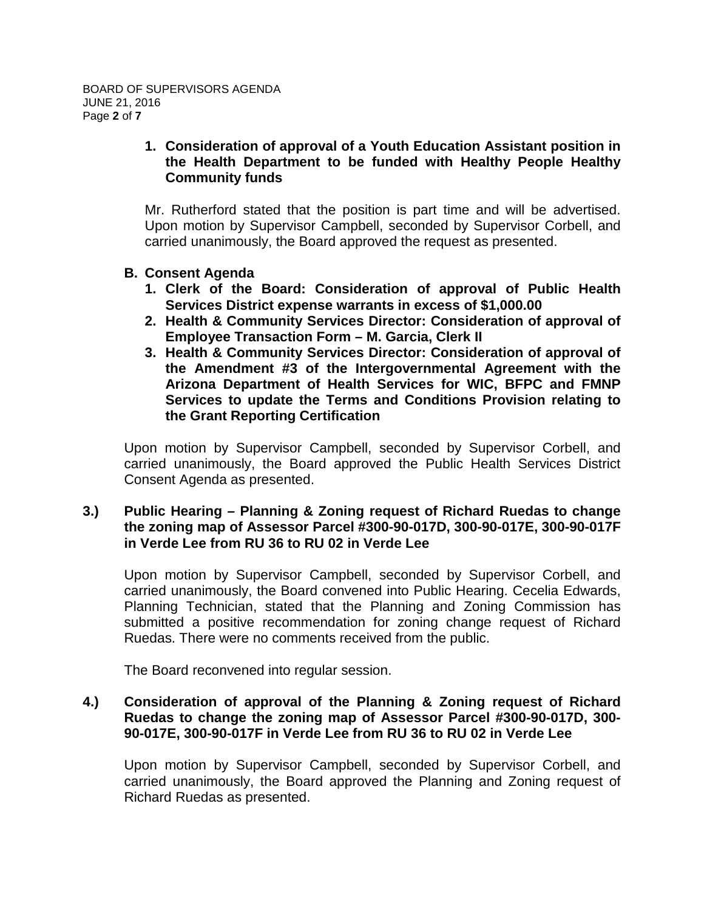**1. Consideration of approval of a Youth Education Assistant position in the Health Department to be funded with Healthy People Healthy Community funds**

Mr. Rutherford stated that the position is part time and will be advertised. Upon motion by Supervisor Campbell, seconded by Supervisor Corbell, and carried unanimously, the Board approved the request as presented.

**B. Consent Agenda**

1. **Clerk of the Board: Consideration of approval of Public Health Services District expense warrants in excess of $1,000.00**
2. **Health & Community Services Director: Consideration of approval of Employee Transaction Form – M. Garcia, Clerk II**
3. **Health & Community Services Director: Consideration of approval of the Amendment #3 of the Intergovernmental Agreement with the Arizona Department of Health Services for WIC, BFPC and FMNP Services to update the Terms and Conditions Provision relating to the Grant Reporting Certification**

Upon motion by Supervisor Campbell, seconded by Supervisor Corbell, and carried unanimously, the Board approved the Public Health Services District Consent Agenda as presented.

**3.) Public Hearing – Planning & Zoning request of Richard Ruedas to change the zoning map of Assessor Parcel #300-90-017D, 300-90-017E, 300-90-017F in Verde Lee from RU 36 to RU 02 in Verde Lee**

Upon motion by Supervisor Campbell, seconded by Supervisor Corbell, and carried unanimously, the Board convened into Public Hearing. Cecelia Edwards, Planning Technician, stated that the Planning and Zoning Commission has submitted a positive recommendation for zoning change request of Richard Ruedas. There were no comments received from the public.

The Board reconvened into regular session.

**4.) Consideration of approval of the Planning & Zoning request of Richard Ruedas to change the zoning map of Assessor Parcel #300-90-017D, 300-90-017E, 300-90-017F in Verde Lee from RU 36 to RU 02 in Verde Lee**

Upon motion by Supervisor Campbell, seconded by Supervisor Corbell, and carried unanimously, the Board approved the Planning and Zoning request of Richard Ruedas as presented.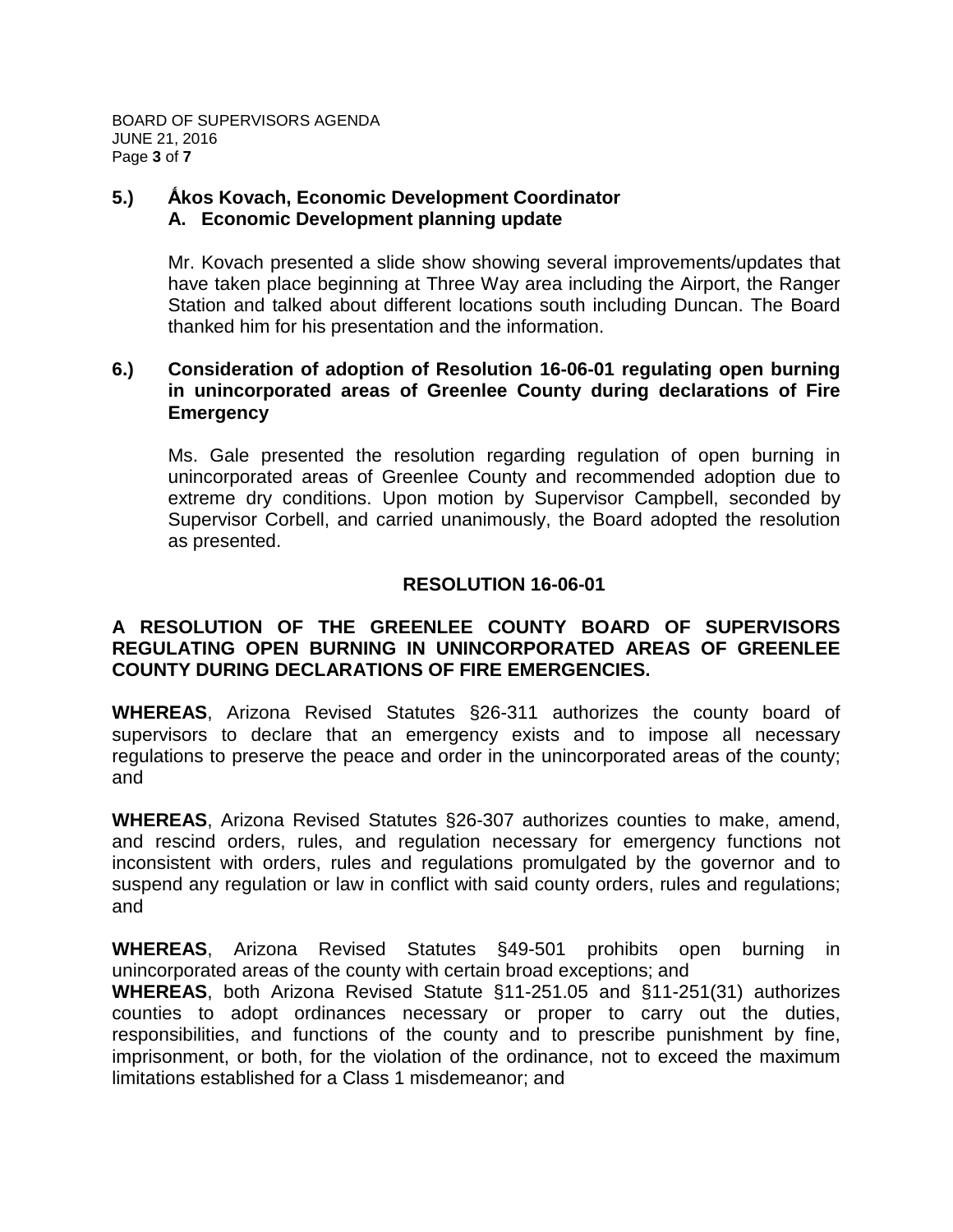**5.) Ákos Kovach, Economic Development Coordinator**
**A. Economic Development planning update**

Mr. Kovach presented a slide show showing several improvements/updates that have taken place beginning at Three Way area including the Airport, the Ranger Station and talked about different locations south including Duncan. The Board thanked him for his presentation and the information.

**6.) Consideration of adoption of Resolution 16-06-01 regulating open burning in unincorporated areas of Greenlee County during declarations of Fire Emergency**

Ms. Gale presented the resolution regarding regulation of open burning in unincorporated areas of Greenlee County and recommended adoption due to extreme dry conditions. Upon motion by Supervisor Campbell, seconded by Supervisor Corbell, and carried unanimously, the Board adopted the resolution as presented.

**RESOLUTION 16-06-01**

**A RESOLUTION OF THE GREENLEE COUNTY BOARD OF SUPERVISORS REGULATING OPEN BURNING IN UNINCORPORATED AREAS OF GREENLEE COUNTY DURING DECLARATIONS OF FIRE EMERGENCIES.**

**WHEREAS**, Arizona Revised Statutes §26-311 authorizes the county board of supervisors to declare that an emergency exists and to impose all necessary regulations to preserve the peace and order in the unincorporated areas of the county; and

**WHEREAS**, Arizona Revised Statutes §26-307 authorizes counties to make, amend, and rescind orders, rules, and regulation necessary for emergency functions not inconsistent with orders, rules and regulations promulgated by the governor and to suspend any regulation or law in conflict with said county orders, rules and regulations; and

**WHEREAS**, Arizona Revised Statutes §49-501 prohibits open burning in unincorporated areas of the county with certain broad exceptions; and

**WHEREAS**, both Arizona Revised Statute §11-251.05 and §11-251(31) authorizes counties to adopt ordinances necessary or proper to carry out the duties, responsibilities, and functions of the county and to prescribe punishment by fine, imprisonment, or both, for the violation of the ordinance, not to exceed the maximum limitations established for a Class 1 misdemeanor; and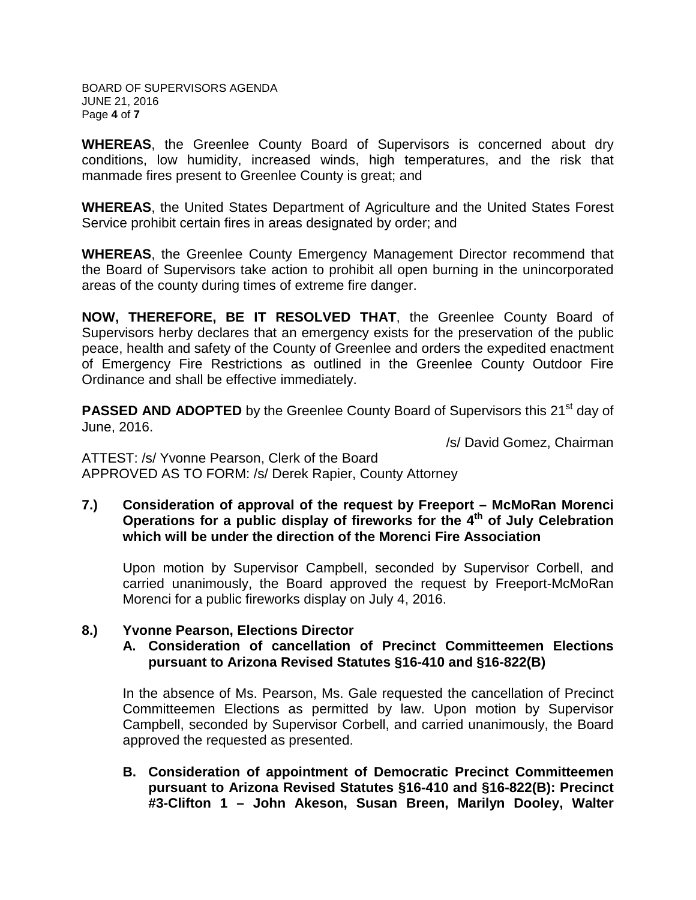**WHEREAS**, the Greenlee County Board of Supervisors is concerned about dry conditions, low humidity, increased winds, high temperatures, and the risk that manmade fires present to Greenlee County is great; and

**WHEREAS**, the United States Department of Agriculture and the United States Forest Service prohibit certain fires in areas designated by order; and

**WHEREAS**, the Greenlee County Emergency Management Director recommend that the Board of Supervisors take action to prohibit all open burning in the unincorporated areas of the county during times of extreme fire danger.

**NOW, THEREFORE, BE IT RESOLVED THAT**, the Greenlee County Board of Supervisors herby declares that an emergency exists for the preservation of the public peace, health and safety of the County of Greenlee and orders the expedited enactment of Emergency Fire Restrictions as outlined in the Greenlee County Outdoor Fire Ordinance and shall be effective immediately.

**PASSED AND ADOPTED** by the Greenlee County Board of Supervisors this 21st day of June, 2016.

/s/ David Gomez, Chairman

ATTEST: /s/ Yvonne Pearson, Clerk of the Board
APPROVED AS TO FORM: /s/ Derek Rapier, County Attorney

**7.) Consideration of approval of the request by Freeport – McMoRan Morenci Operations for a public display of fireworks for the 4th of July Celebration which will be under the direction of the Morenci Fire Association**

Upon motion by Supervisor Campbell, seconded by Supervisor Corbell, and carried unanimously, the Board approved the request by Freeport-McMoRan Morenci for a public fireworks display on July 4, 2016.

**8.) Yvonne Pearson, Elections Director**

**A. Consideration of cancellation of Precinct Committeemen Elections pursuant to Arizona Revised Statutes §16-410 and §16-822(B)**

In the absence of Ms. Pearson, Ms. Gale requested the cancellation of Precinct Committeemen Elections as permitted by law. Upon motion by Supervisor Campbell, seconded by Supervisor Corbell, and carried unanimously, the Board approved the requested as presented.

**B. Consideration of appointment of Democratic Precinct Committeemen pursuant to Arizona Revised Statutes §16-410 and §16-822(B): Precinct #3-Clifton 1 – John Akeson, Susan Breen, Marilyn Dooley, Walter**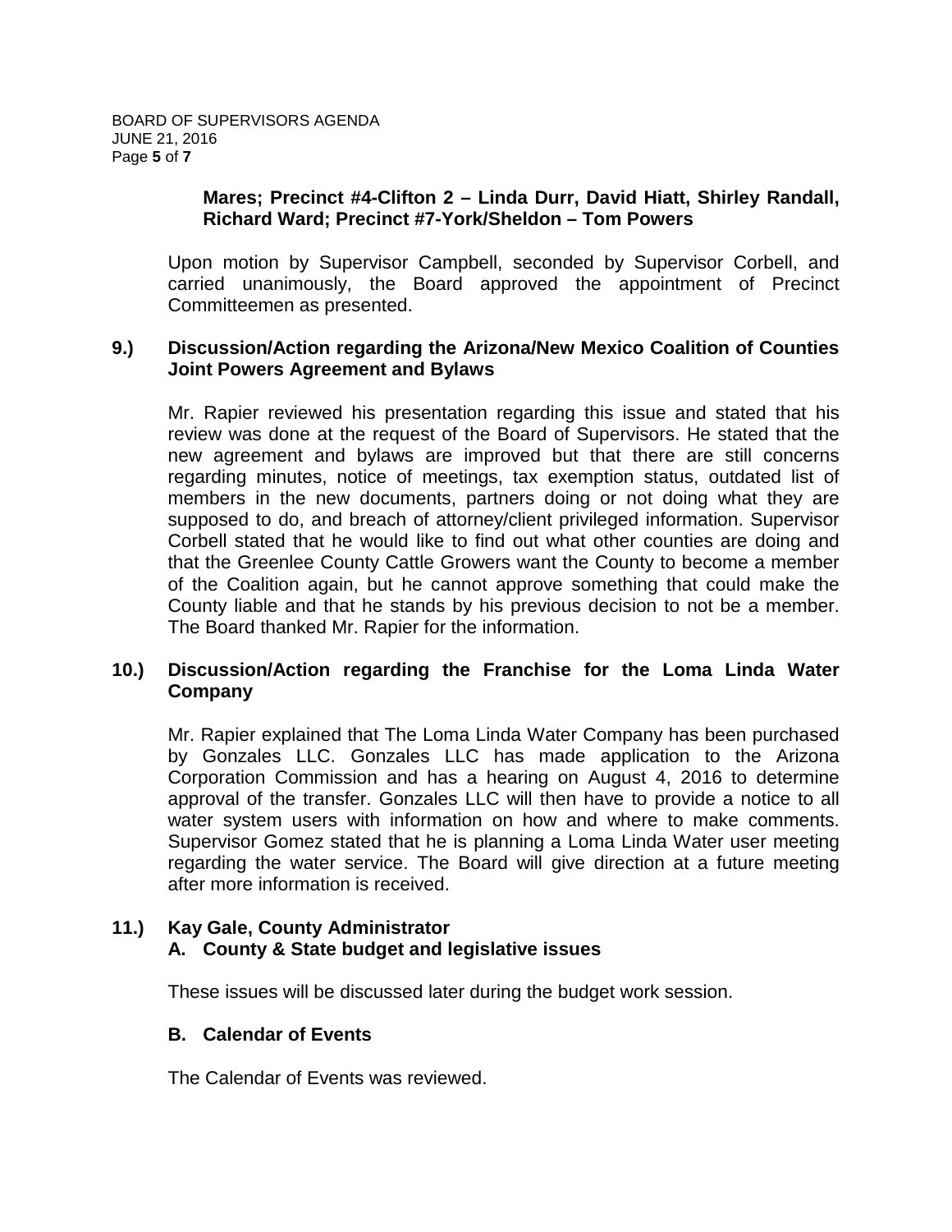**Mares; Precinct #4-Clifton 2 – Linda Durr, David Hiatt, Shirley Randall, Richard Ward; Precinct #7-York/Sheldon – Tom Powers**

Upon motion by Supervisor Campbell, seconded by Supervisor Corbell, and carried unanimously, the Board approved the appointment of Precinct Committeemen as presented.

**9.) Discussion/Action regarding the Arizona/New Mexico Coalition of Counties Joint Powers Agreement and Bylaws**

Mr. Rapier reviewed his presentation regarding this issue and stated that his review was done at the request of the Board of Supervisors. He stated that the new agreement and bylaws are improved but that there are still concerns regarding minutes, notice of meetings, tax exemption status, outdated list of members in the new documents, partners doing or not doing what they are supposed to do, and breach of attorney/client privileged information. Supervisor Corbell stated that he would like to find out what other counties are doing and that the Greenlee County Cattle Growers want the County to become a member of the Coalition again, but he cannot approve something that could make the County liable and that he stands by his previous decision to not be a member. The Board thanked Mr. Rapier for the information.

**10.) Discussion/Action regarding the Franchise for the Loma Linda Water Company**

Mr. Rapier explained that The Loma Linda Water Company has been purchased by Gonzales LLC. Gonzales LLC has made application to the Arizona Corporation Commission and has a hearing on August 4, 2016 to determine approval of the transfer. Gonzales LLC will then have to provide a notice to all water system users with information on how and where to make comments. Supervisor Gomez stated that he is planning a Loma Linda Water user meeting regarding the water service. The Board will give direction at a future meeting after more information is received.

**11.) Kay Gale, County Administrator**

**A. County & State budget and legislative issues**

These issues will be discussed later during the budget work session.

**B. Calendar of Events**

The Calendar of Events was reviewed.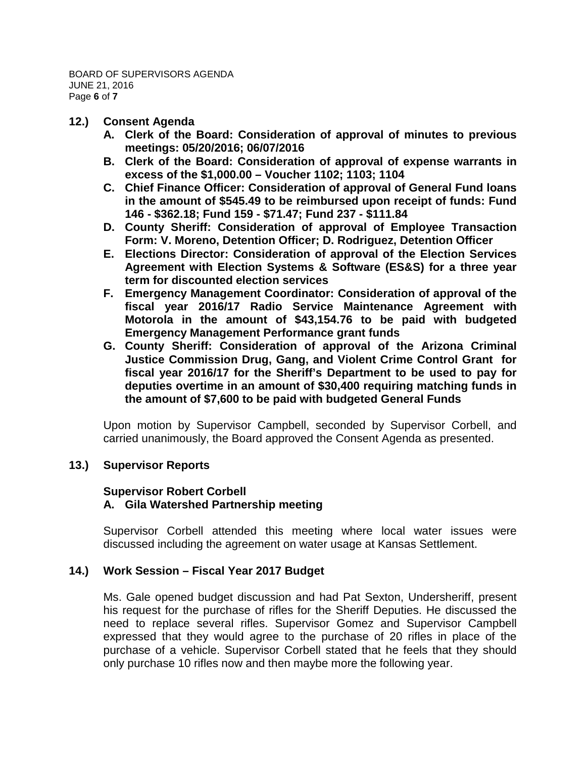**12.) Consent Agenda**

- **A. Clerk of the Board: Consideration of approval of minutes to previous meetings: 05/20/2016; 06/07/2016**
- **B. Clerk of the Board: Consideration of approval of expense warrants in excess of the $1,000.00 – Voucher 1102; 1103; 1104**
- **C. Chief Finance Officer: Consideration of approval of General Fund loans in the amount of $545.49 to be reimbursed upon receipt of funds: Fund 146 - $362.18; Fund 159 - $71.47; Fund 237 - $111.84**
- **D. County Sheriff: Consideration of approval of Employee Transaction Form: V. Moreno, Detention Officer; D. Rodriguez, Detention Officer**
- **E. Elections Director: Consideration of approval of the Election Services Agreement with Election Systems & Software (ES&S) for a three year term for discounted election services**
- **F. Emergency Management Coordinator: Consideration of approval of the fiscal year 2016/17 Radio Service Maintenance Agreement with Motorola in the amount of $43,154.76 to be paid with budgeted Emergency Management Performance grant funds**
- **G. County Sheriff: Consideration of approval of the Arizona Criminal Justice Commission Drug, Gang, and Violent Crime Control Grant for fiscal year 2016/17 for the Sheriff's Department to be used to pay for deputies overtime in an amount of $30,400 requiring matching funds in the amount of $7,600 to be paid with budgeted General Funds**

Upon motion by Supervisor Campbell, seconded by Supervisor Corbell, and carried unanimously, the Board approved the Consent Agenda as presented.

**13.) Supervisor Reports**

**Supervisor Robert Corbell**

**A. Gila Watershed Partnership meeting**

Supervisor Corbell attended this meeting where local water issues were discussed including the agreement on water usage at Kansas Settlement.

**14.) Work Session – Fiscal Year 2017 Budget**

Ms. Gale opened budget discussion and had Pat Sexton, Undersheriff, present his request for the purchase of rifles for the Sheriff Deputies. He discussed the need to replace several rifles. Supervisor Gomez and Supervisor Campbell expressed that they would agree to the purchase of 20 rifles in place of the purchase of a vehicle. Supervisor Corbell stated that he feels that they should only purchase 10 rifles now and then maybe more the following year.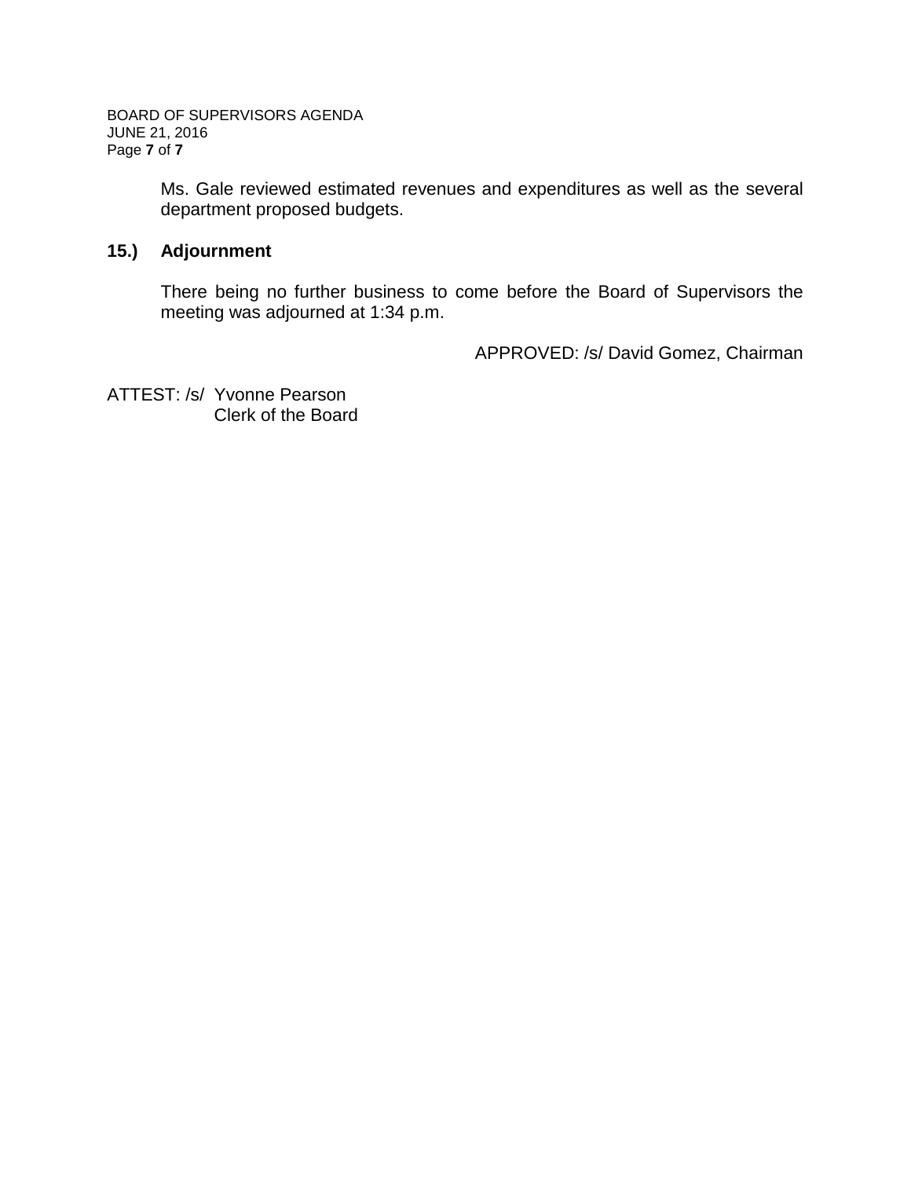Ms. Gale reviewed estimated revenues and expenditures as well as the several department proposed budgets.

**15.) Adjournment**

There being no further business to come before the Board of Supervisors the meeting was adjourned at 1:34 p.m.

APPROVED: /s/ David Gomez, Chairman

ATTEST: /s/ Yvonne Pearson
Clerk of the Board